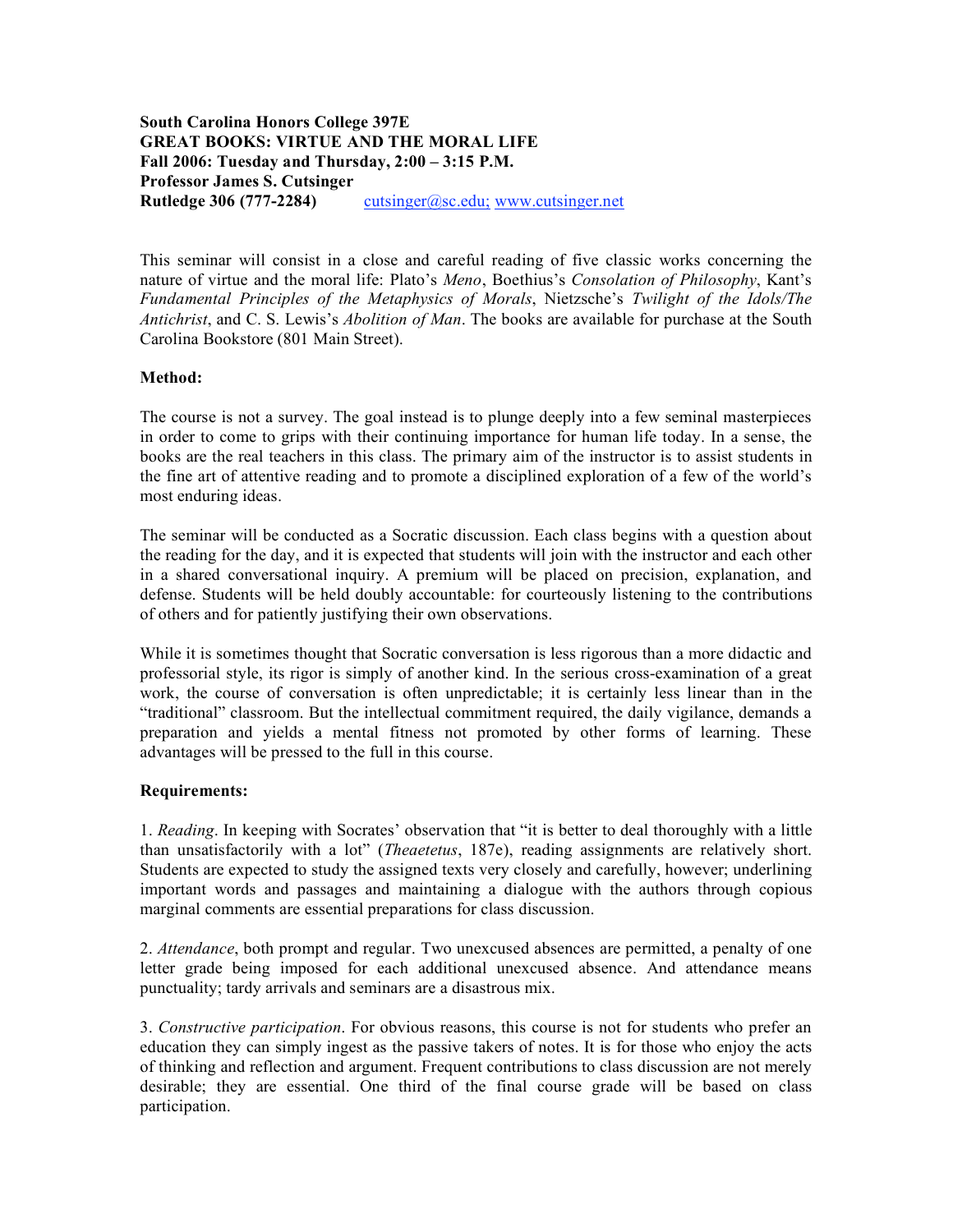**South Carolina Honors College 397E**
**GREAT BOOKS: VIRTUE AND THE MORAL LIFE**
**Fall 2006: Tuesday and Thursday, 2:00 – 3:15 P.M.**
**Professor James S. Cutsinger**
**Rutledge 306 (777-2284)** cutsinger@sc.edu; www.cutsinger.net

This seminar will consist in a close and careful reading of five classic works concerning the nature of virtue and the moral life: Plato's *Meno*, Boethius's *Consolation of Philosophy*, Kant's *Fundamental Principles of the Metaphysics of Morals*, Nietzsche's *Twilight of the Idols/The Antichrist*, and C. S. Lewis's *Abolition of Man*. The books are available for purchase at the South Carolina Bookstore (801 Main Street).

**Method:**

The course is not a survey. The goal instead is to plunge deeply into a few seminal masterpieces in order to come to grips with their continuing importance for human life today. In a sense, the books are the real teachers in this class. The primary aim of the instructor is to assist students in the fine art of attentive reading and to promote a disciplined exploration of a few of the world's most enduring ideas.

The seminar will be conducted as a Socratic discussion. Each class begins with a question about the reading for the day, and it is expected that students will join with the instructor and each other in a shared conversational inquiry. A premium will be placed on precision, explanation, and defense. Students will be held doubly accountable: for courteously listening to the contributions of others and for patiently justifying their own observations.

While it is sometimes thought that Socratic conversation is less rigorous than a more didactic and professorial style, its rigor is simply of another kind. In the serious cross-examination of a great work, the course of conversation is often unpredictable; it is certainly less linear than in the "traditional" classroom. But the intellectual commitment required, the daily vigilance, demands a preparation and yields a mental fitness not promoted by other forms of learning. These advantages will be pressed to the full in this course.

**Requirements:**

1. *Reading*. In keeping with Socrates' observation that "it is better to deal thoroughly with a little than unsatisfactorily with a lot" (*Theaetetus*, 187e), reading assignments are relatively short. Students are expected to study the assigned texts very closely and carefully, however; underlining important words and passages and maintaining a dialogue with the authors through copious marginal comments are essential preparations for class discussion.

2. *Attendance*, both prompt and regular. Two unexcused absences are permitted, a penalty of one letter grade being imposed for each additional unexcused absence. And attendance means punctuality; tardy arrivals and seminars are a disastrous mix.

3. *Constructive participation*. For obvious reasons, this course is not for students who prefer an education they can simply ingest as the passive takers of notes. It is for those who enjoy the acts of thinking and reflection and argument. Frequent contributions to class discussion are not merely desirable; they are essential. One third of the final course grade will be based on class participation.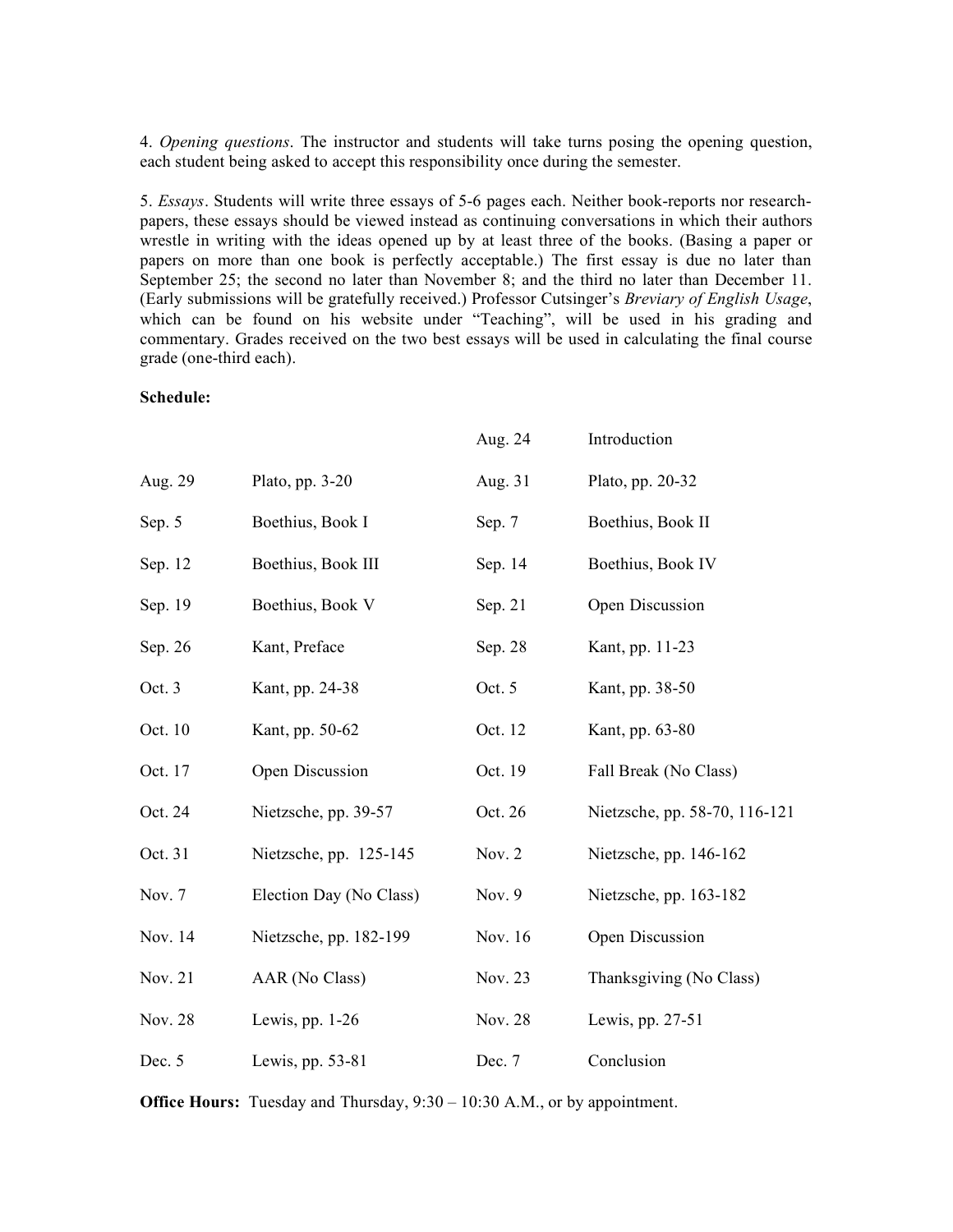4. *Opening questions*. The instructor and students will take turns posing the opening question, each student being asked to accept this responsibility once during the semester.

5. *Essays*. Students will write three essays of 5-6 pages each. Neither book-reports nor research-papers, these essays should be viewed instead as continuing conversations in which their authors wrestle in writing with the ideas opened up by at least three of the books. (Basing a paper or papers on more than one book is perfectly acceptable.) The first essay is due no later than September 25; the second no later than November 8; and the third no later than December 11. (Early submissions will be gratefully received.) Professor Cutsinger's *Breviary of English Usage*, which can be found on his website under "Teaching", will be used in his grading and commentary. Grades received on the two best essays will be used in calculating the final course grade (one-third each).

**Schedule:**

| | | | |
|---|---|---|---|
| | | Aug. 24 | Introduction |
| Aug. 29 | Plato, pp. 3-20 | Aug. 31 | Plato, pp. 20-32 |
| Sep. 5 | Boethius, Book I | Sep. 7 | Boethius, Book II |
| Sep. 12 | Boethius, Book III | Sep. 14 | Boethius, Book IV |
| Sep. 19 | Boethius, Book V | Sep. 21 | Open Discussion |
| Sep. 26 | Kant, Preface | Sep. 28 | Kant, pp. 11-23 |
| Oct. 3 | Kant, pp. 24-38 | Oct. 5 | Kant, pp. 38-50 |
| Oct. 10 | Kant, pp. 50-62 | Oct. 12 | Kant, pp. 63-80 |
| Oct. 17 | Open Discussion | Oct. 19 | Fall Break (No Class) |
| Oct. 24 | Nietzsche, pp. 39-57 | Oct. 26 | Nietzsche, pp. 58-70, 116-121 |
| Oct. 31 | Nietzsche, pp. 125-145 | Nov. 2 | Nietzsche, pp. 146-162 |
| Nov. 7 | Election Day (No Class) | Nov. 9 | Nietzsche, pp. 163-182 |
| Nov. 14 | Nietzsche, pp. 182-199 | Nov. 16 | Open Discussion |
| Nov. 21 | AAR (No Class) | Nov. 23 | Thanksgiving (No Class) |
| Nov. 28 | Lewis, pp. 1-26 | Nov. 28 | Lewis, pp. 27-51 |
| Dec. 5 | Lewis, pp. 53-81 | Dec. 7 | Conclusion |

**Office Hours:** Tuesday and Thursday, 9:30 – 10:30 A.M., or by appointment.